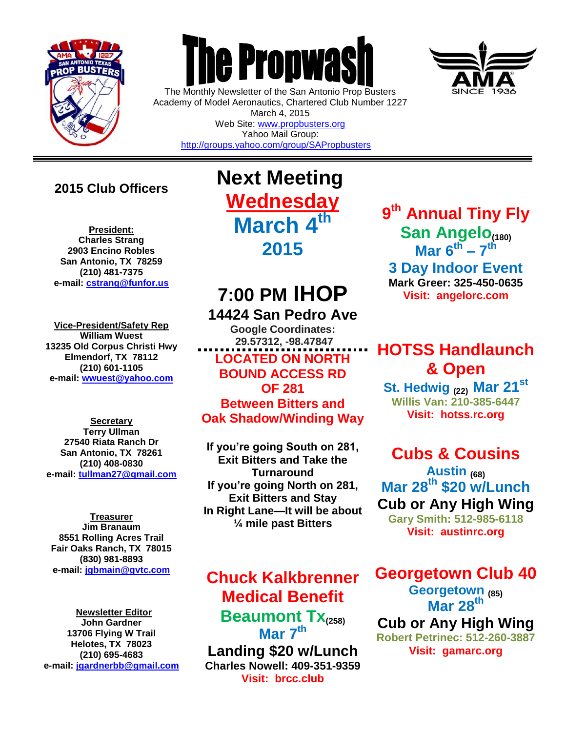# The Propwash

The Monthly Newsletter of the San Antonio Prop Busters
Academy of Model Aeronautics, Chartered Club Number 1227
March 4, 2015
Web Site: www.propbusters.org
Yahoo Mail Group:
http://groups.yahoo.com/group/SAPropbusters

## 2015 Club Officers

**President:**
**Charles Strang**
**2903 Encino Robles**
**San Antonio, TX 78259**
**(210) 481-7375**
**e-mail: cstrang@funfor.us**

**Vice-President/Safety Rep**
**William Wuest**
**13235 Old Corpus Christi Hwy**
**Elmendorf, TX 78112**
**(210) 601-1105**
**e-mail: wwuest@yahoo.com**

**Secretary**
**Terry Ullman**
**27540 Riata Ranch Dr**
**San Antonio, TX 78261**
**(210) 408-0830**
**e-mail: tullman27@gmail.com**

**Treasurer**
**Jim Branaum**
**8551 Rolling Acres Trail**
**Fair Oaks Ranch, TX 78015**
**(830) 981-8893**
**e-mail: jgbmain@gvtc.com**

**Newsletter Editor**
**John Gardner**
**13706 Flying W Trail**
**Helotes, TX 78023**
**(210) 695-4683**
**e-mail: jgardnerbb@gmail.com**

## Next Meeting Wednesday March 4th 2015

## 7:00 PM IHOP

**14424 San Pedro Ave**
**Google Coordinates:**
**29.57312, -98.47847**

**LOCATED ON NORTH BOUND ACCESS RD OF 281**
**Between Bitters and Oak Shadow/Winding Way**

**If you're going South on 281, Exit Bitters and Take the Turnaround**
**If you're going North on 281, Exit Bitters and Stay In Right Lane—It will be about ¼ mile past Bitters**

## Chuck Kalkbrenner Medical Benefit

**Beaumont Tx (258)**
**Mar 7th**
**Landing $20 w/Lunch**
**Charles Nowell: 409-351-9359**
**Visit: brcc.club**

## 9th Annual Tiny Fly

**San Angelo (180)**
**Mar 6th – 7th**
**3 Day Indoor Event**
**Mark Greer: 325-450-0635**
**Visit: angelorc.com**

## HOTSS Handlaunch & Open

**St. Hedwig (22) Mar 21st**
**Willis Van: 210-385-6447**
**Visit: hotss.rc.org**

## Cubs & Cousins

**Austin (68)**
**Mar 28th $20 w/Lunch**
**Cub or Any High Wing**
**Gary Smith: 512-985-6118**
**Visit: austinrc.org**

## Georgetown Club 40

**Georgetown (85)**
**Mar 28th**
**Cub or Any High Wing**
**Robert Petrinec: 512-260-3887**
**Visit: gamarc.org**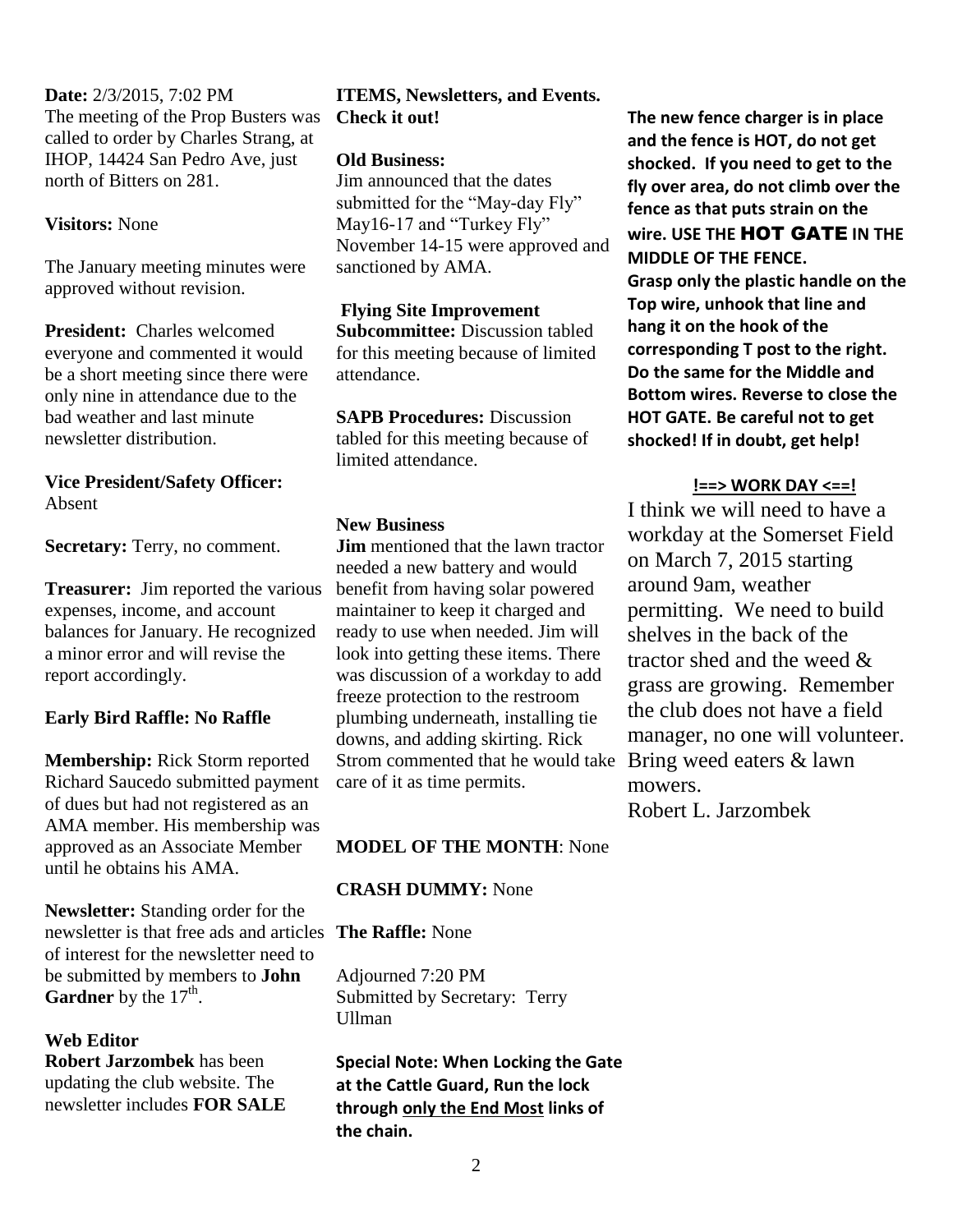**Date:** 2/3/2015, 7:02 PM
The meeting of the Prop Busters was called to order by Charles Strang, at IHOP, 14424 San Pedro Ave, just north of Bitters on 281.

**Visitors:** None

The January meeting minutes were approved without revision.

**President:** Charles welcomed everyone and commented it would be a short meeting since there were only nine in attendance due to the bad weather and last minute newsletter distribution.

**Vice President/Safety Officer:** Absent

**Secretary:** Terry, no comment.

**Treasurer:** Jim reported the various expenses, income, and account balances for January. He recognized a minor error and will revise the report accordingly.

**Early Bird Raffle: No Raffle**

**Membership:** Rick Storm reported Richard Saucedo submitted payment of dues but had not registered as an AMA member. His membership was approved as an Associate Member until he obtains his AMA.

**Newsletter:** Standing order for the newsletter is that free ads and articles of interest for the newsletter need to be submitted by members to **John Gardner** by the 17th.

**Web Editor**
**Robert Jarzombek** has been updating the club website. The newsletter includes **FOR SALE ITEMS, Newsletters, and Events. Check it out!**

**Old Business:**
Jim announced that the dates submitted for the "May-day Fly" May16-17 and "Turkey Fly" November 14-15 were approved and sanctioned by AMA.

**Flying Site Improvement Subcommittee:** Discussion tabled for this meeting because of limited attendance.

**SAPB Procedures:** Discussion tabled for this meeting because of limited attendance.

**New Business**
**Jim** mentioned that the lawn tractor needed a new battery and would benefit from having solar powered maintainer to keep it charged and ready to use when needed. Jim will look into getting these items. There was discussion of a workday to add freeze protection to the restroom plumbing underneath, installing tie downs, and adding skirting. Rick Strom commented that he would take care of it as time permits.

**MODEL OF THE MONTH**: None

**CRASH DUMMY:** None

**The Raffle:** None

Adjourned 7:20 PM
Submitted by Secretary: Terry Ullman

**Special Note: When Locking the Gate at the Cattle Guard, Run the lock through <u>only the End Most</u> links of the chain.**

**The new fence charger is in place and the fence is HOT, do not get shocked. If you need to get to the fly over area, do not climb over the fence as that puts strain on the wire. USE THE HOT GATE IN THE MIDDLE OF THE FENCE.**
**Grasp only the plastic handle on the Top wire, unhook that line and hang it on the hook of the corresponding T post to the right. Do the same for the Middle and Bottom wires. Reverse to close the HOT GATE. Be careful not to get shocked! If in doubt, get help!**

**!==> WORK DAY <==!**

I think we will need to have a workday at the Somerset Field on March 7, 2015 starting around 9am, weather permitting. We need to build shelves in the back of the tractor shed and the weed & grass are growing. Remember the club does not have a field manager, no one will volunteer. Bring weed eaters & lawn mowers.
Robert L. Jarzombek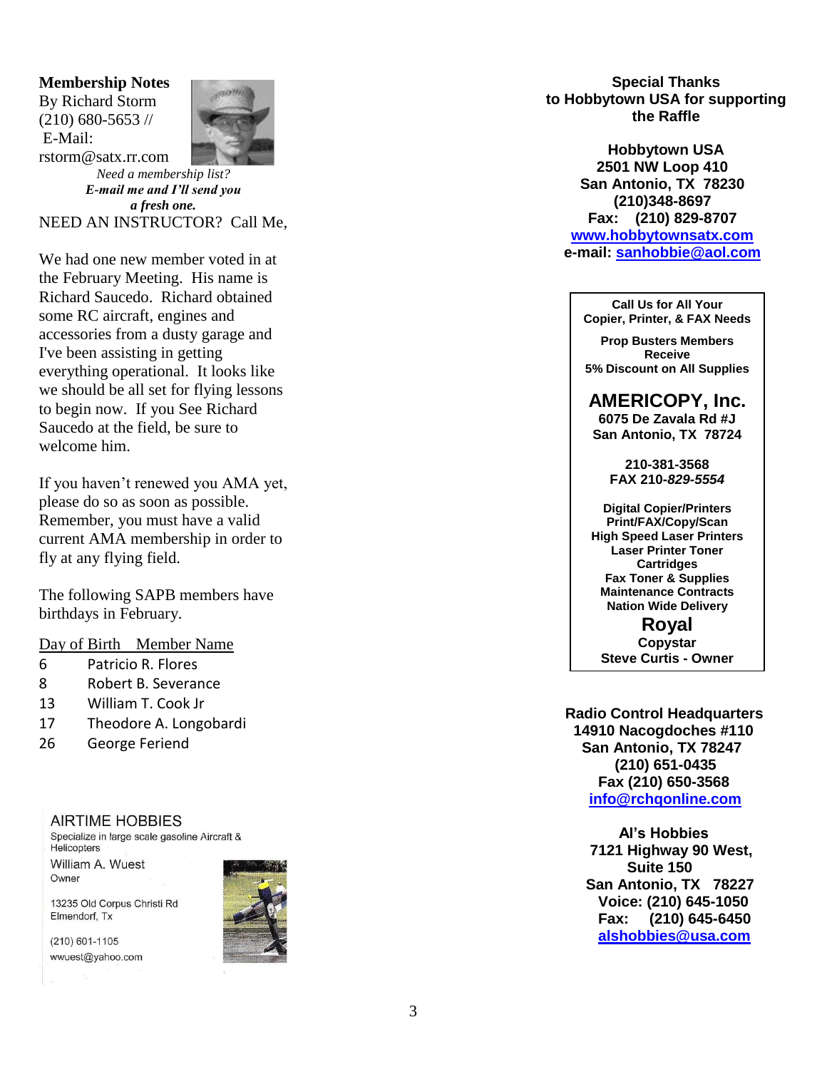## Membership Notes

By Richard Storm
(210) 680-5653 //
E-Mail:
rstorm@satx.rr.com

*Need a membership list?*
***E-mail me and I'll send you a fresh one.***

NEED AN INSTRUCTOR? Call Me,

We had one new member voted in at the February Meeting. His name is Richard Saucedo. Richard obtained some RC aircraft, engines and accessories from a dusty garage and I've been assisting in getting everything operational. It looks like we should be all set for flying lessons to begin now. If you See Richard Saucedo at the field, be sure to welcome him.

If you haven't renewed you AMA yet, please do so as soon as possible. Remember, you must have a valid current AMA membership in order to fly at any flying field.

The following SAPB members have birthdays in February.

| Day of Birth | Member Name |
| --- | --- |
| 6 | Patricio R. Flores |
| 8 | Robert B. Severance |
| 13 | William T. Cook Jr |
| 17 | Theodore A. Longobardi |
| 26 | George Feriend |

AIRTIME HOBBIES
Specialize in large scale gasoline Aircraft & Helicopters
William A. Wuest
Owner

13235 Old Corpus Christi Rd
Elmendorf, Tx

(210) 601-1105
wwuest@yahoo.com

**Special Thanks
to Hobbytown USA for supporting the Raffle**

**Hobbytown USA
2501 NW Loop 410
San Antonio, TX 78230
(210)348-8697
Fax: (210) 829-8707
www.hobbytownsatx.com
e-mail: sanhobbie@aol.com**

**Call Us for All Your Copier, Printer, & FAX Needs**

**Prop Busters Members Receive
5% Discount on All Supplies**

**AMERICOPY, Inc.**
**6075 De Zavala Rd #J
San Antonio, TX 78724**

**210-381-3568
FAX 210-*829-5554***

**Digital Copier/Printers
Print/FAX/Copy/Scan
High Speed Laser Printers
Laser Printer Toner Cartridges
Fax Toner & Supplies
Maintenance Contracts
Nation Wide Delivery**

**Royal**
**Copystar
Steve Curtis - Owner**

**Radio Control Headquarters
14910 Nacogdoches #110
San Antonio, TX 78247
(210) 651-0435
Fax (210) 650-3568
info@rchqonline.com**

**Al's Hobbies
7121 Highway 90 West, Suite 150
San Antonio, TX 78227
Voice: (210) 645-1050
Fax: (210) 645-6450
alshobbies@usa.com**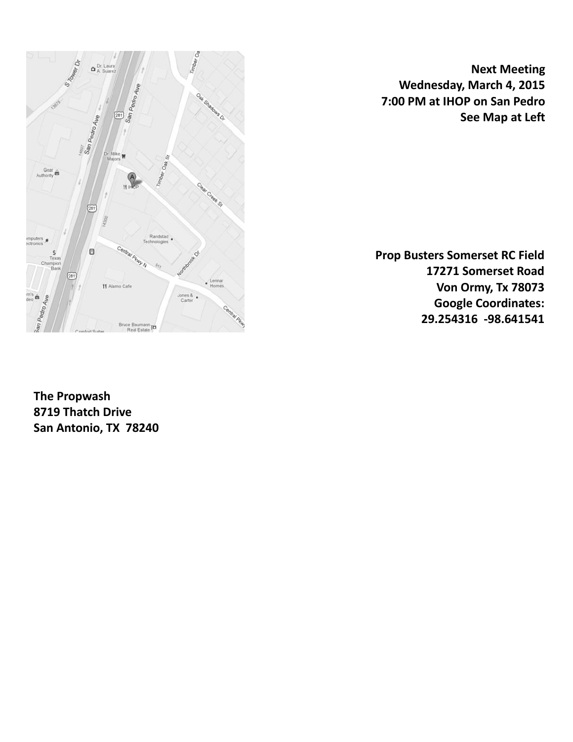**Next Meeting**
**Wednesday, March 4, 2015**
**7:00 PM at IHOP on San Pedro**
**See Map at Left**

**Prop Busters Somerset RC Field**
**17271 Somerset Road**
**Von Ormy, Tx 78073**
**Google Coordinates:**
**29.254316 -98.641541**

**The Propwash**
**8719 Thatch Drive**
**San Antonio, TX 78240**